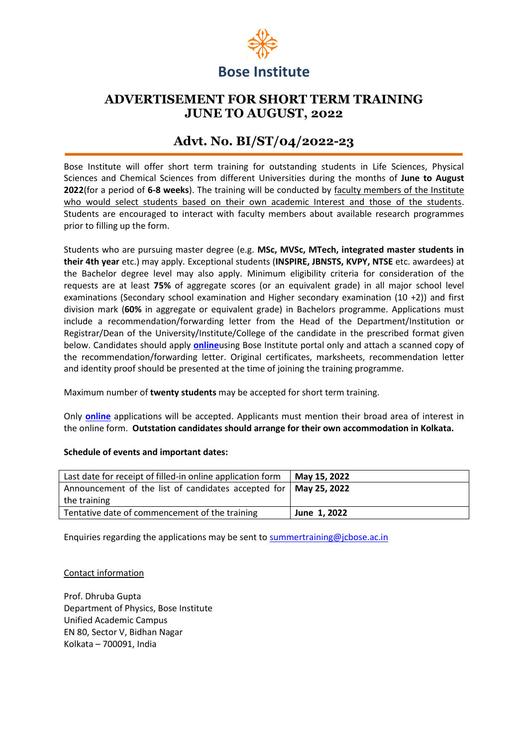# Bose Institute

## ADVERTISEMENT FOR SHORT TERM TRAINING JUNE TO AUGUST, 2022

## Advt. No. BI/ST/04/2022-23

Bose Institute will offer short term training for outstanding students in Life Sciences, Physical Sciences and Chemical Sciences from different Universities during the months of **June to August 2022**(for a period of **6-8 weeks**). The training will be conducted by faculty members of the Institute who would select students based on their own academic Interest and those of the students. Students are encouraged to interact with faculty members about available research programmes prior to filling up the form.

Students who are pursuing master degree (e.g. **MSc, MVSc, MTech, integrated master students in their 4th year** etc.) may apply. Exceptional students (**INSPIRE, JBNSTS, KVPY, NTSE** etc. awardees) at the Bachelor degree level may also apply. Minimum eligibility criteria for consideration of the requests are at least **75%** of aggregate scores (or an equivalent grade) in all major school level examinations (Secondary school examination and Higher secondary examination (10 +2)) and first division mark (**60%** in aggregate or equivalent grade) in Bachelors programme. Applications must include a recommendation/forwarding letter from the Head of the Department/Institution or Registrar/Dean of the University/Institute/College of the candidate in the prescribed format given below. Candidates should apply **online**using Bose Institute portal only and attach a scanned copy of the recommendation/forwarding letter. Original certificates, marksheets, recommendation letter and identity proof should be presented at the time of joining the training programme.

Maximum number of **twenty students** may be accepted for short term training.

Only **online** applications will be accepted. Applicants must mention their broad area of interest in the online form. **Outstation candidates should arrange for their own accommodation in Kolkata.**

**Schedule of events and important dates:**

| | |
|---|---|
| Last date for receipt of filled-in online application form | **May 15, 2022** |
| Announcement of the list of candidates accepted for the training | **May 25, 2022** |
| Tentative date of commencement of the training | **June 1, 2022** |

Enquiries regarding the applications may be sent to summertraining@jcbose.ac.in

Contact information

Prof. Dhruba Gupta
Department of Physics, Bose Institute
Unified Academic Campus
EN 80, Sector V, Bidhan Nagar
Kolkata – 700091, India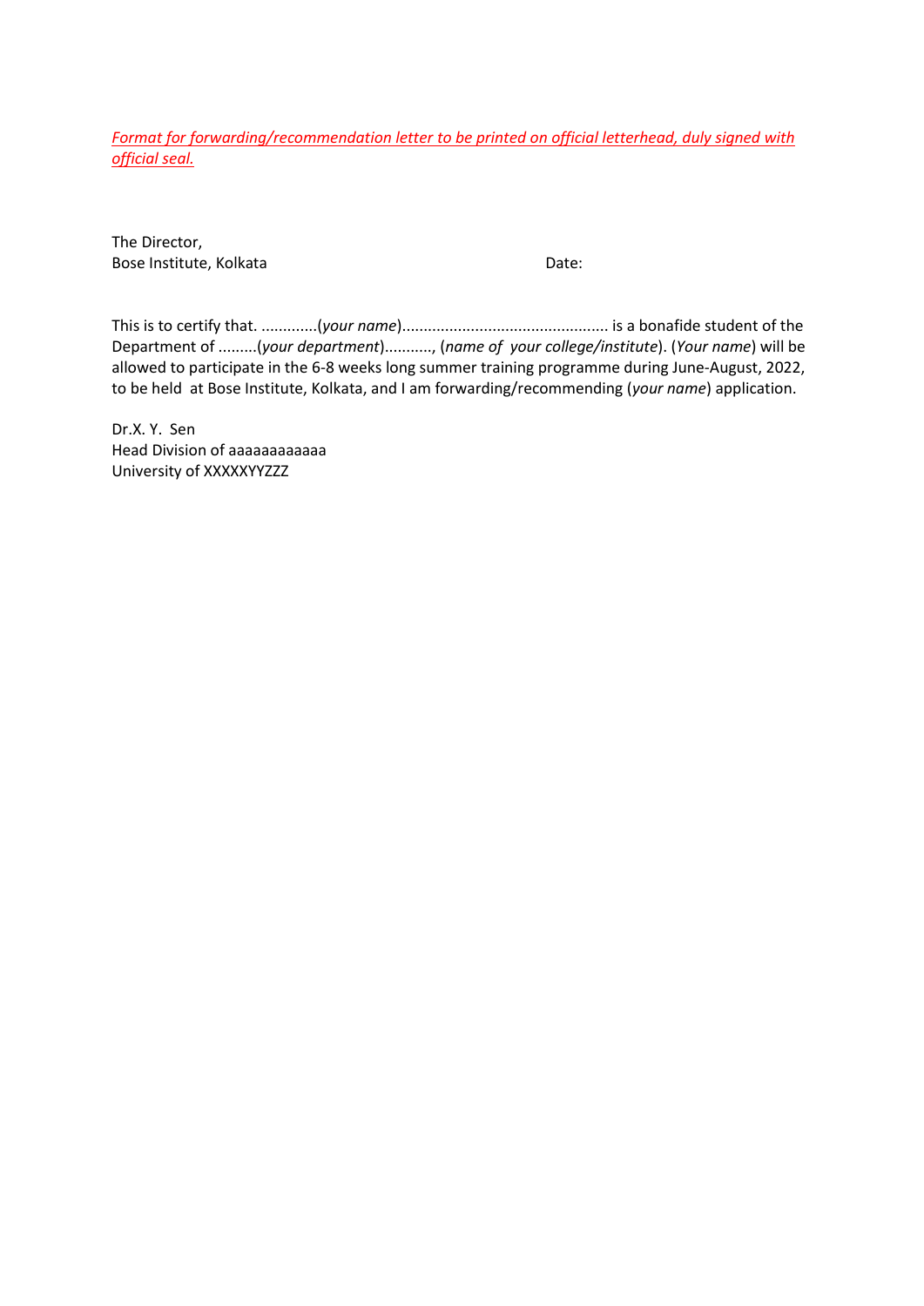*Format for forwarding/recommendation letter to be printed on official letterhead, duly signed with official seal.*

The Director,
Bose Institute, Kolkata Date:

This is to certify that. .............(*your name*)................................................ is a bonafide student of the Department of .........(*your department*)..........., (*name of your college/institute*). (*Your name*) will be allowed to participate in the 6-8 weeks long summer training programme during June-August, 2022, to be held at Bose Institute, Kolkata, and I am forwarding/recommending (*your name*) application.

Dr.X. Y. Sen
Head Division of aaaaaaaaaaaa
University of XXXXXYYZZZ